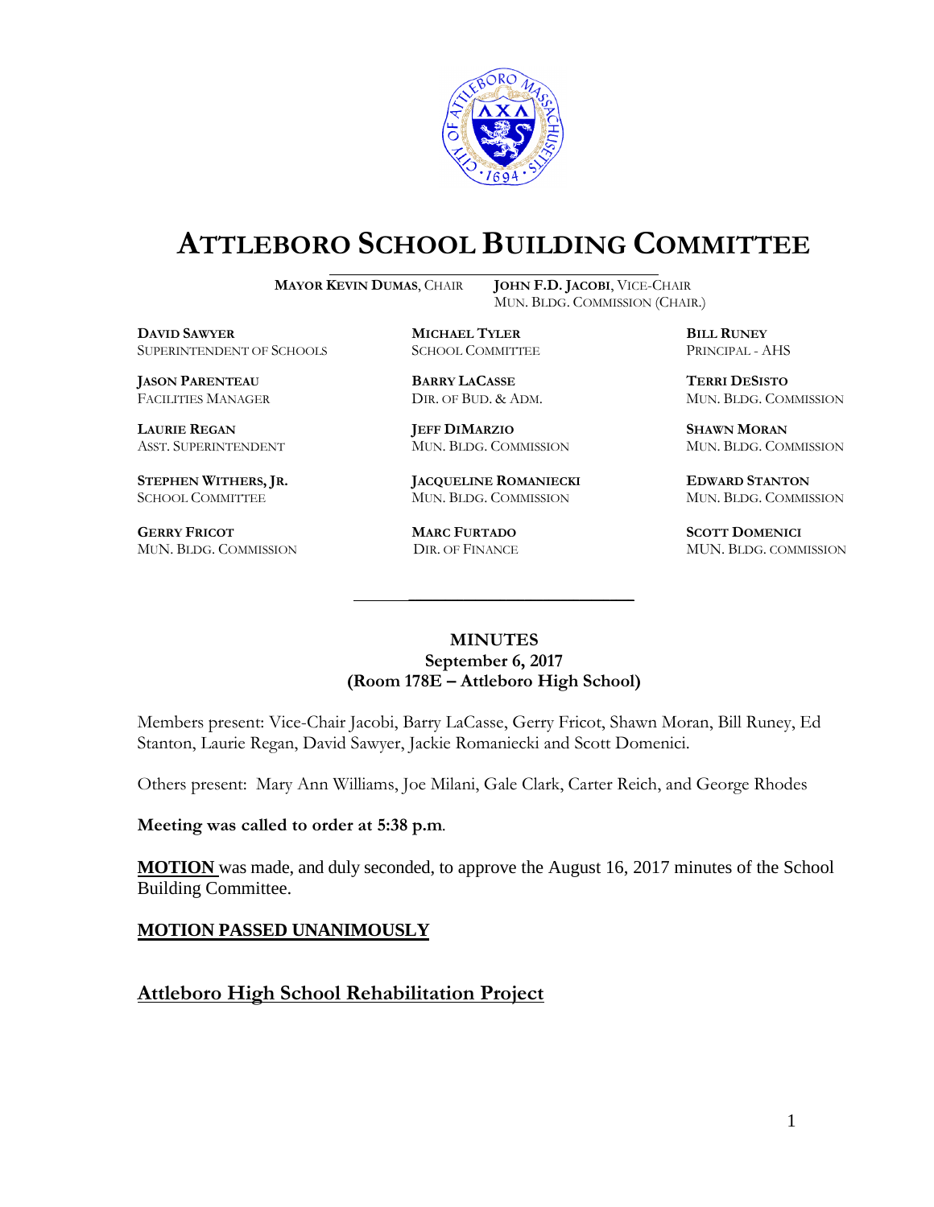# ATTLEBORO SCHOOL BUILDING COMMITTEE

**MAYOR KEVIN DUMAS**, CHAIR — **JOHN F.D. JACOBI**, VICE-CHAIR, MUN. BLDG. COMMISSION (CHAIR.)

| | | |
|---|---|---|
| **DAVID SAWYER**<br>SUPERINTENDENT OF SCHOOLS | **MICHAEL TYLER**<br>SCHOOL COMMITTEE | **BILL RUNEY**<br>PRINCIPAL - AHS |
| **JASON PARENTEAU**<br>FACILITIES MANAGER | **BARRY LACASSE**<br>DIR. OF BUD. & ADM. | **TERRI DESISTO**<br>MUN. BLDG. COMMISSION |
| **LAURIE REGAN**<br>ASST. SUPERINTENDENT | **JEFF DIMARZIO**<br>MUN. BLDG. COMMISSION | **SHAWN MORAN**<br>MUN. BLDG. COMMISSION |
| **STEPHEN WITHERS, JR.**<br>SCHOOL COMMITTEE | **JACQUELINE ROMANIECKI**<br>MUN. BLDG. COMMISSION | **EDWARD STANTON**<br>MUN. BLDG. COMMISSION |
| **GERRY FRICOT**<br>MUN. BLDG. COMMISSION | **MARC FURTADO**<br>DIR. OF FINANCE | **SCOTT DOMENICI**<br>MUN. BLDG. COMMISSION |

**MINUTES**
**September 6, 2017**
**(Room 178E – Attleboro High School)**

Members present: Vice-Chair Jacobi, Barry LaCasse, Gerry Fricot, Shawn Moran, Bill Runey, Ed Stanton, Laurie Regan, David Sawyer, Jackie Romaniecki and Scott Domenici.

Others present: Mary Ann Williams, Joe Milani, Gale Clark, Carter Reich, and George Rhodes

**Meeting was called to order at 5:38 p.m**.

**MOTION** was made, and duly seconded, to approve the August 16, 2017 minutes of the School Building Committee.

**MOTION PASSED UNANIMOUSLY**

## Attleboro High School Rehabilitation Project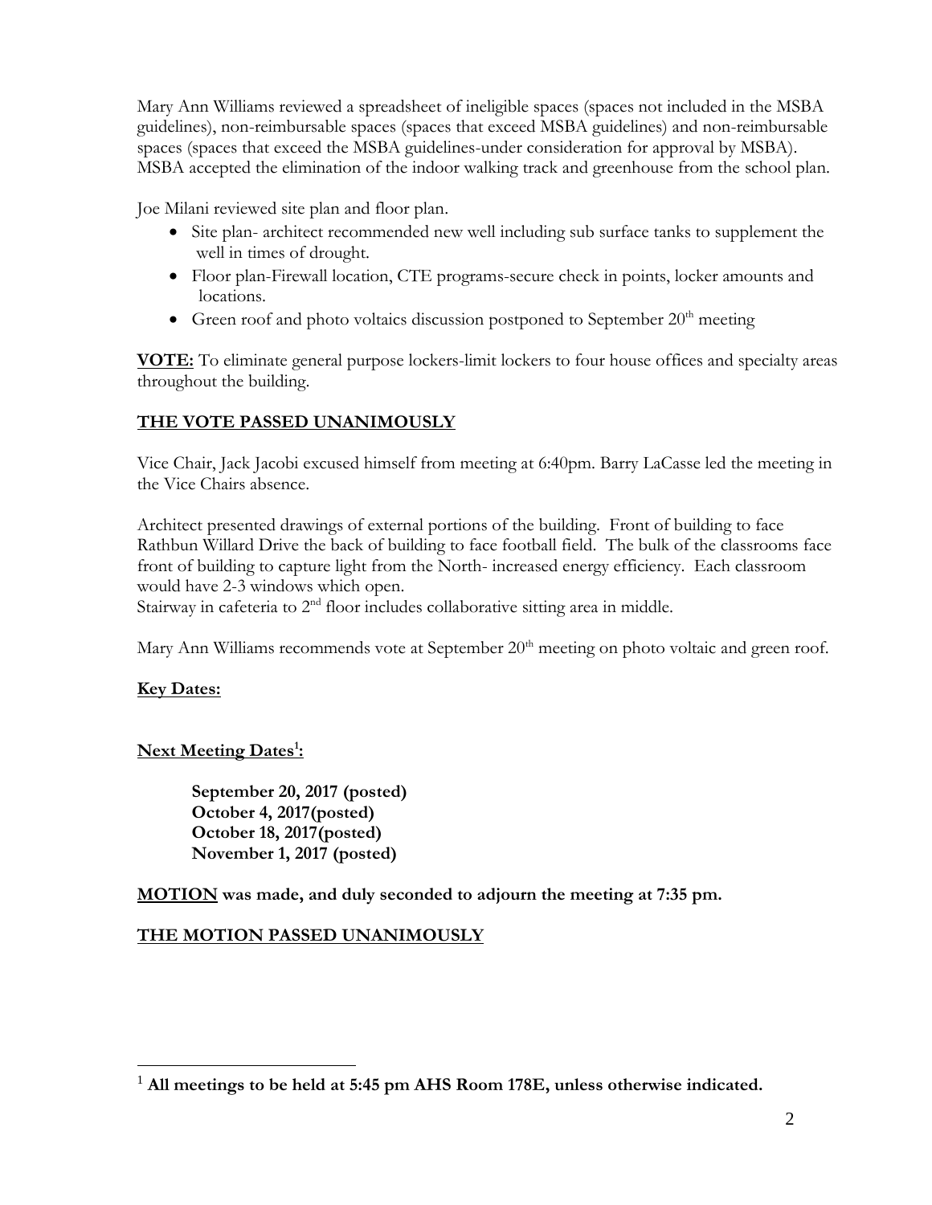Mary Ann Williams reviewed a spreadsheet of ineligible spaces (spaces not included in the MSBA guidelines), non-reimbursable spaces (spaces that exceed MSBA guidelines) and non-reimbursable spaces (spaces that exceed the MSBA guidelines-under consideration for approval by MSBA). MSBA accepted the elimination of the indoor walking track and greenhouse from the school plan.

Joe Milani reviewed site plan and floor plan.

- Site plan- architect recommended new well including sub surface tanks to supplement the well in times of drought.
- Floor plan-Firewall location, CTE programs-secure check in points, locker amounts and locations.
- Green roof and photo voltaics discussion postponed to September 20th meeting

**VOTE:** To eliminate general purpose lockers-limit lockers to four house offices and specialty areas throughout the building.

**THE VOTE PASSED UNANIMOUSLY**

Vice Chair, Jack Jacobi excused himself from meeting at 6:40pm. Barry LaCasse led the meeting in the Vice Chairs absence.

Architect presented drawings of external portions of the building. Front of building to face Rathbun Willard Drive the back of building to face football field. The bulk of the classrooms face front of building to capture light from the North- increased energy efficiency. Each classroom would have 2-3 windows which open.
Stairway in cafeteria to 2nd floor includes collaborative sitting area in middle.

Mary Ann Williams recommends vote at September 20th meeting on photo voltaic and green roof.

**Key Dates:**

**Next Meeting Dates[1]:**

**September 20, 2017 (posted)**
**October 4, 2017(posted)**
**October 18, 2017(posted)**
**November 1, 2017 (posted)**

**MOTION was made, and duly seconded to adjourn the meeting at 7:35 pm.**

**THE MOTION PASSED UNANIMOUSLY**

[1] **All meetings to be held at 5:45 pm AHS Room 178E, unless otherwise indicated.**